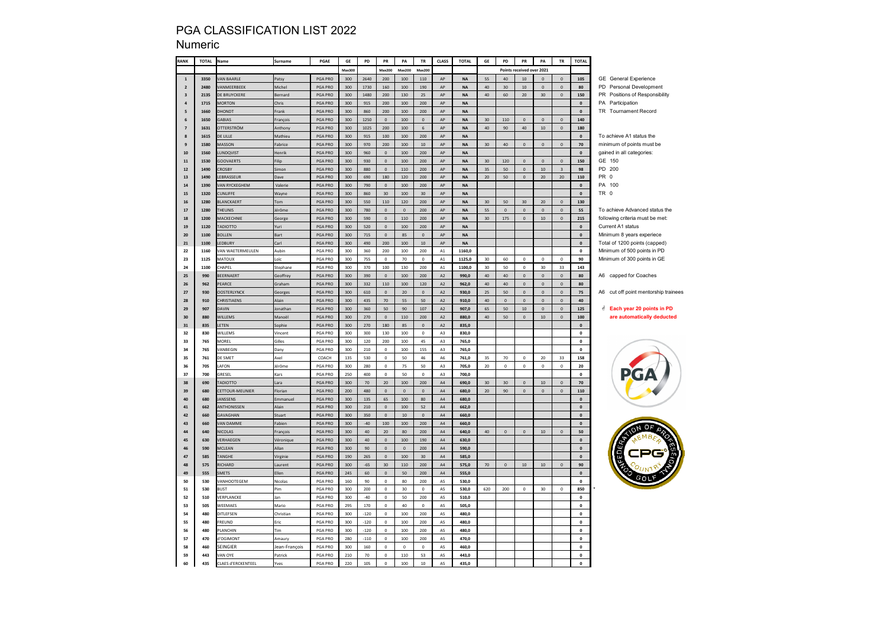# PGA CLASSIFICATION LIST 2022

## Numeric

| RANK | TOTAL | Name | Surname | PGAE | GE | PD | PR | PA | TR | CLASS | TOTAL | GE | PD | PR | PA | TR | TOTAL |
|---|---|---|---|---|---|---|---|---|---|---|---|---|---|---|---|---|---|
| | | | | | Max300 | | Max200 | Max200 | Max200 | | | Points received over 2021 | | | | | |
| 1 | 3350 | VAN BAARLE | Patsy | PGA PRO | 300 | 2640 | 200 | 100 | 110 | AP | NA | 55 | 40 | 10 | 0 | 0 | 105 |
| 2 | 2480 | VANMEERBEEK | Michel | PGA PRO | 300 | 1730 | 160 | 100 | 190 | AP | NA | 40 | 30 | 10 | 0 | 0 | 80 |
| 3 | 2135 | DE BRUYCKERE | Bernard | PGA PRO | 300 | 1480 | 200 | 130 | 25 | AP | NA | 40 | 60 | 20 | 30 | 0 | 150 |
| 4 | 1715 | MORTON | Chris | PGA PRO | 300 | 915 | 200 | 100 | 200 | AP | NA | | | | | | 0 |
| 5 | 1660 | DHONDT | Frank | PGA PRO | 300 | 860 | 200 | 100 | 200 | AP | NA | | | | | | 0 |
| 6 | 1650 | GABIAS | François | PGA PRO | 300 | 1250 | 0 | 100 | 0 | AP | NA | 30 | 110 | 0 | 0 | 0 | 140 |
| 7 | 1631 | OTTERSTRÖM | Anthony | PGA PRO | 300 | 1025 | 200 | 100 | 6 | AP | NA | 40 | 90 | 40 | 10 | 0 | 180 |
| 8 | 1615 | DE LILLE | Mathieu | PGA PRO | 300 | 915 | 100 | 100 | 200 | AP | NA | | | | | | 0 |
| 9 | 1580 | MASSON | Fabrice | PGA PRO | 300 | 970 | 200 | 100 | 10 | AP | NA | 30 | 40 | 0 | 0 | 0 | 70 |
| 10 | 1560 | LUNDQVIST | Henrik | PGA PRO | 300 | 960 | 0 | 100 | 200 | AP | NA | | | | | | 0 |
| 11 | 1530 | GOOVAERTS | Filip | PGA PRO | 300 | 930 | 0 | 100 | 200 | AP | NA | 30 | 120 | 0 | 0 | 0 | 150 |
| 12 | 1490 | CROSBY | Simon | PGA PRO | 300 | 880 | 0 | 110 | 200 | AP | NA | 35 | 50 | 0 | 10 | 3 | 98 |
| 13 | 1490 | LEBRASSEUR | Dave | PGA PRO | 300 | 690 | 180 | 120 | 200 | AP | NA | 20 | 50 | 0 | 20 | 20 | 110 |
| 14 | 1390 | VAN RYCKEGHEM | Valerie | PGA PRO | 300 | 790 | 0 | 100 | 200 | AP | NA | | | | | | 0 |
| 15 | 1320 | CUNLIFFE | Wayne | PGA PRO | 300 | 860 | 30 | 100 | 30 | AP | NA | | | | | | 0 |
| 16 | 1280 | BLANCKAERT | Tom | PGA PRO | 300 | 550 | 110 | 120 | 200 | AP | NA | 30 | 50 | 30 | 20 | 0 | 130 |
| 17 | 1280 | THEUNIS | Jérôme | PGA PRO | 300 | 780 | 0 | 0 | 200 | AP | NA | 55 | 0 | 0 | 0 | 0 | 55 |
| 18 | 1200 | MACKECHNIE | George | PGA PRO | 300 | 590 | 0 | 110 | 200 | AP | NA | 30 | 175 | 0 | 10 | 0 | 215 |
| 19 | 1120 | TADIOTTO | Yuri | PGA PRO | 300 | 520 | 0 | 100 | 200 | AP | NA | | | | | | 0 |
| 20 | 1100 | BOLLEN | Bart | PGA PRO | 300 | 715 | 0 | 85 | 0 | AP | NA | | | | | | 0 |
| 21 | 1100 | LEDBURY | Carl | PGA PRO | 300 | 490 | 200 | 100 | 10 | AP | NA | | | | | | 0 |
| 22 | 1160 | VAN WAETERMEULEN | Aubin | PGA PRO | 300 | 360 | 200 | 100 | 200 | A1 | 1160,0 | | | | | | 0 |
| 23 | 1125 | MATOUX | Loïc | PGA PRO | 300 | 755 | 0 | 70 | 0 | A1 | 1125,0 | 30 | 60 | 0 | 0 | 0 | 90 |
| 24 | 1100 | CHAPEL | Stephane | PGA PRO | 300 | 370 | 100 | 130 | 200 | A1 | 1100,0 | 30 | 50 | 0 | 30 | 33 | 143 |
| 25 | 990 | BEERNAERT | Geoffrey | PGA PRO | 300 | 390 | 0 | 100 | 200 | A2 | 990,0 | 40 | 40 | 0 | 0 | 0 | 80 |
| 26 | 962 | PEARCE | Graham | PGA PRO | 300 | 332 | 110 | 100 | 120 | A2 | 962,0 | 40 | 40 | 0 | 0 | 0 | 80 |
| 27 | 930 | OOSTERLYNCK | Georges | PGA PRO | 300 | 610 | 0 | 20 | 0 | A2 | 930,0 | 25 | 50 | 0 | 0 | 0 | 75 |
| 28 | 910 | CHRISTIAENS | Alain | PGA PRO | 300 | 435 | 70 | 55 | 50 | A2 | 910,0 | 40 | 0 | 0 | 0 | 0 | 40 |
| 29 | 907 | DAVIN | Jonathan | PGA PRO | 300 | 360 | 50 | 90 | 107 | A2 | 907,0 | 65 | 50 | 10 | 0 | 0 | 125 |
| 30 | 880 | WILLEMS | Manoël | PGA PRO | 300 | 270 | 0 | 110 | 200 | A2 | 880,0 | 40 | 50 | 0 | 10 | 0 | 100 |
| 31 | 835 | LETEN | Sophie | PGA PRO | 300 | 270 | 180 | 85 | 0 | A2 | 835,0 | | | | | | 0 |
| 32 | 830 | WILLEMS | Vincent | PGA PRO | 300 | 300 | 130 | 100 | 0 | A3 | 830,0 | | | | | | 0 |
| 33 | 765 | MOREL | Gilles | PGA PRO | 300 | 120 | 200 | 100 | 45 | A3 | 765,0 | | | | | | 0 |
| 34 | 765 | VANBEGIN | Dany | PGA PRO | 300 | 210 | 0 | 100 | 155 | A3 | 765,0 | | | | | | 0 |
| 35 | 761 | DE SMET | Axel | COACH | 135 | 530 | 0 | 50 | 46 | A6 | 761,0 | 35 | 70 | 0 | 20 | 33 | 158 |
| 36 | 705 | LAFON | Jérôme | PGA PRO | 300 | 280 | 0 | 75 | 50 | A3 | 705,0 | 20 | 0 | 0 | 0 | 0 | 20 |
| 37 | 700 | GRESEL | Kars | PGA PRO | 250 | 400 | 0 | 50 | 0 | A3 | 700,0 | | | | | | 0 |
| 38 | 690 | TADIOTTO | Lara | PGA PRO | 300 | 70 | 20 | 100 | 200 | A4 | 690,0 | 30 | 30 | 0 | 10 | 0 | 70 |
| 39 | 680 | CETTOUR-MEUNIER | Florian | PGA PRO | 200 | 480 | 0 | 0 | 0 | A4 | 680,0 | 20 | 90 | 0 | 0 | 0 | 110 |
| 40 | 680 | JANSSENS | Emmanuel | PGA PRO | 300 | 135 | 65 | 100 | 80 | A4 | 680,0 | | | | | | 0 |
| 41 | 662 | ANTHONISSEN | Alain | PGA PRO | 300 | 210 | 0 | 100 | 52 | A4 | 662,0 | | | | | | 0 |
| 42 | 660 | GAVAGHAN | Stuart | PGA PRO | 300 | 350 | 0 | 10 | 0 | A4 | 660,0 | | | | | | 0 |
| 43 | 660 | VAN DAMME | Fabien | PGA PRO | 300 | -40 | 100 | 100 | 200 | A4 | 660,0 | | | | | | 0 |
| 44 | 640 | NICOLAS | François | PGA PRO | 300 | 40 | 20 | 80 | 200 | A4 | 640,0 | 40 | 0 | 0 | 10 | 0 | 50 |
| 45 | 630 | VERHAEGEN | Véronique | PGA PRO | 300 | 40 | 0 | 100 | 190 | A4 | 630,0 | | | | | | 0 |
| 46 | 590 | MCLEAN | Allan | PGA PRO | 300 | 90 | 0 | 0 | 200 | A4 | 590,0 | | | | | | 0 |
| 47 | 585 | TANGHE | Virginie | PGA PRO | 190 | 265 | 0 | 100 | 30 | A4 | 585,0 | | | | | | 0 |
| 48 | 575 | RICHARD | Laurent | PGA PRO | 300 | -65 | 30 | 110 | 200 | A4 | 575,0 | 70 | 0 | 10 | 10 | 0 | 90 |
| 49 | 555 | SMETS | Ellen | PGA PRO | 245 | 60 | 0 | 50 | 200 | A4 | 555,0 | | | | | | 0 |
| 50 | 530 | VANHOOTEGEM | Nicolas | PGA PRO | 160 | 90 | 0 | 80 | 200 | A5 | 530,0 | | | | | | 0 |
| 51 | 530 | BUST | Pim | PGA PRO | 300 | 200 | 0 | 30 | 0 | A5 | 530,0 | 620 | 200 | 0 | 30 | 0 | 850 |
| 52 | 510 | VERPLANCKE | Jan | PGA PRO | 300 | -40 | 0 | 50 | 200 | A5 | 510,0 | | | | | | 0 |
| 53 | 505 | WEEMAES | Mario | PGA PRO | 295 | 170 | 0 | 40 | 0 | A5 | 505,0 | | | | | | 0 |
| 54 | 480 | DITLEFSEN | Christian | PGA PRO | 300 | -120 | 0 | 100 | 200 | A5 | 480,0 | | | | | | 0 |
| 55 | 480 | FREUND | Eric | PGA PRO | 300 | -120 | 0 | 100 | 200 | A5 | 480,0 | | | | | | 0 |
| 56 | 480 | PLANCHIN | Tim | PGA PRO | 300 | -120 | 0 | 100 | 200 | A5 | 480,0 | | | | | | 0 |
| 57 | 470 | d'OGIMONT | Amaury | PGA PRO | 280 | -110 | 0 | 100 | 200 | A5 | 470,0 | | | | | | 0 |
| 58 | 460 | SEINGIER | Jean-François | PGA PRO | 300 | 160 | 0 | 0 | 0 | A5 | 460,0 | | | | | | 0 |
| 59 | 443 | VAN OYE | Patrick | PGA PRO | 210 | 70 | 0 | 110 | 53 | A5 | 443,0 | | | | | | 0 |
| 60 | 435 | CLAES d'ERCKENTEEL | Yves | PGA PRO | 220 | 105 | 0 | 100 | 10 | A5 | 435,0 | | | | | | 0 |

GE General Experience
PD Personal Development
PR Positions of Responsibility
PA Participation
TR Tournament Record

To achieve A1 status the minimum of points must be gained in all categories:
GE 150
PD 200
PR 0
PA 100
TR 0

To achieve Advanced status the following criteria must be met:
Current A1 status
Minimum 8 years experiece
Total of 1200 points (capped)
Minimum of 500 points in PD
Minimum of 300 points in GE

A6 capped for Coaches

A6 cut off point mentorship trainees

**Each year 20 points in PD are automatically deducted**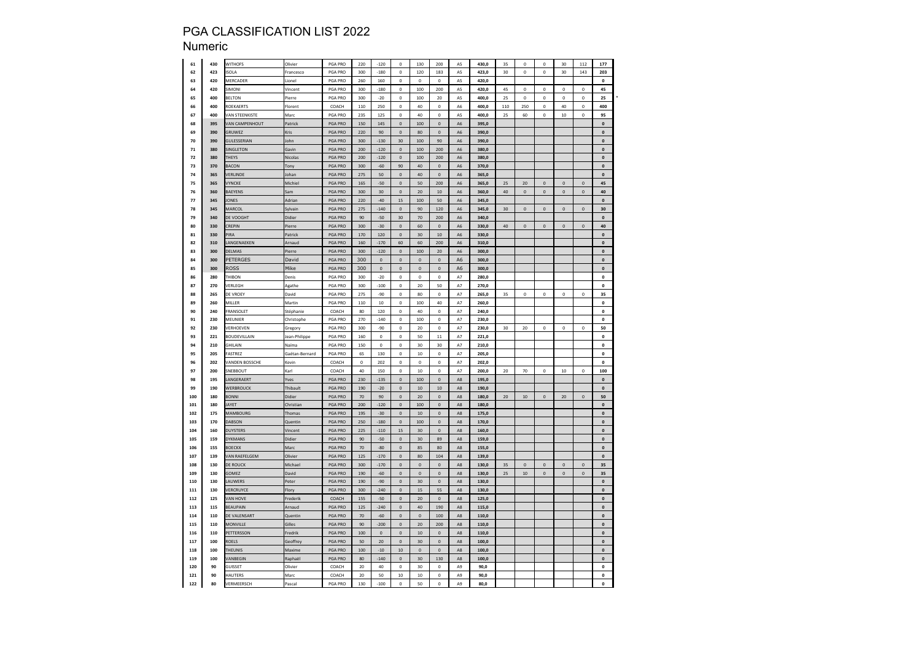# PGA CLASSIFICATION LIST 2022

## Numeric

| | | | | | | | | | | | | | | | | | |
|---|---|---|---|---|---|---|---|---|---|---|---|---|---|---|---|---|---|
| 61 | 430 | WITHOFS | Olivier | PGA PRO | 220 | -120 | 0 | 130 | 200 | A5 | 430,0 | 35 | 0 | 0 | 30 | 112 | 177 |
| 62 | 423 | ISOLA | Francesco | PGA PRO | 300 | -180 | 0 | 120 | 183 | A5 | 423,0 | 30 | 0 | 0 | 30 | 143 | 203 |
| 63 | 420 | MERCADER | Lionel | PGA PRO | 260 | 160 | 0 | 0 | 0 | A5 | 420,0 | | | | | | 0 |
| 64 | 420 | SIMONI | Vincent | PGA PRO | 300 | -180 | 0 | 100 | 200 | A5 | 420,0 | 45 | 0 | 0 | 0 | 0 | 45 |
| 65 | 400 | BELTON | Pierre | PGA PRO | 300 | -20 | 0 | 100 | 20 | A5 | 400,0 | 25 | 0 | 0 | 0 | 0 | 25 |
| 66 | 400 | ROEKAERTS | Florent | COACH | 110 | 250 | 0 | 40 | 0 | A6 | 400,0 | 110 | 250 | 0 | 40 | 0 | 400 |
| 67 | 400 | VAN STEENKISTE | Marc | PGA PRO | 235 | 125 | 0 | 40 | 0 | A5 | 400,0 | 25 | 60 | 0 | 10 | 0 | 95 |
| 68 | 395 | VAN CAMPENHOUT | Patrick | PGA PRO | 150 | 145 | 0 | 100 | 0 | A6 | 395,0 | | | | | | 0 |
| 69 | 390 | GRUWEZ | Kris | PGA PRO | 220 | 90 | 0 | 80 | 0 | A6 | 390,0 | | | | | | 0 |
| 70 | 390 | GULESSERIAN | John | PGA PRO | 300 | -130 | 30 | 100 | 90 | A6 | 390,0 | | | | | | 0 |
| 71 | 380 | SINGLETON | Gavin | PGA PRO | 200 | -120 | 0 | 100 | 200 | A6 | 380,0 | | | | | | 0 |
| 72 | 380 | THEYS | Nicolas | PGA PRO | 200 | -120 | 0 | 100 | 200 | A6 | 380,0 | | | | | | 0 |
| 73 | 370 | BACON | Tony | PGA PRO | 300 | -60 | 90 | 40 | 0 | A6 | 370,0 | | | | | | 0 |
| 74 | 365 | VERLINDE | Johan | PGA PRO | 275 | 50 | 0 | 40 | 0 | A6 | 365,0 | | | | | | 0 |
| 75 | 365 | VYNCKE | Michiel | PGA PRO | 165 | -50 | 0 | 50 | 200 | A6 | 365,0 | 25 | 20 | 0 | 0 | 0 | 45 |
| 76 | 360 | BAEYENS | Sam | PGA PRO | 300 | 30 | 0 | 20 | 10 | A6 | 360,0 | 40 | 0 | 0 | 0 | 0 | 40 |
| 77 | 345 | JONES | Adrian | PGA PRO | 220 | -40 | 15 | 100 | 50 | A6 | 345,0 | | | | | | 0 |
| 78 | 345 | MARCOL | Sylvain | PGA PRO | 275 | -140 | 0 | 90 | 120 | A6 | 345,0 | 30 | 0 | 0 | 0 | 0 | 30 |
| 79 | 340 | DE VOOGHT | Didier | PGA PRO | 90 | -50 | 30 | 70 | 200 | A6 | 340,0 | | | | | | 0 |
| 80 | 330 | CREPIN | Pierre | PGA PRO | 300 | -30 | 0 | 60 | 0 | A6 | 330,0 | 40 | 0 | 0 | 0 | 0 | 40 |
| 81 | 330 | PIRA | Patrick | PGA PRO | 170 | 120 | 0 | 30 | 10 | A6 | 330,0 | | | | | | 0 |
| 82 | 310 | LANGENAEKEN | Arnaud | PGA PRO | 160 | -170 | 60 | 60 | 200 | A6 | 310,0 | | | | | | 0 |
| 83 | 300 | DELMAS | Pierre | PGA PRO | 300 | -120 | 0 | 100 | 20 | A6 | 300,0 | | | | | | 0 |
| 84 | 300 | PETERGES | David | PGA PRO | 300 | 0 | 0 | 0 | 0 | A6 | 300,0 | | | | | | 0 |
| 85 | 300 | ROSS | Mike | PGA PRO | 300 | 0 | 0 | 0 | 0 | A6 | 300,0 | | | | | | 0 |
| 86 | 280 | THIBON | Denis | PGA PRO | 300 | -20 | 0 | 0 | 0 | A7 | 280,0 | | | | | | 0 |
| 87 | 270 | VERLEGH | Agathe | PGA PRO | 300 | -100 | 0 | 20 | 50 | A7 | 270,0 | | | | | | 0 |
| 88 | 265 | DE VROEY | David | PGA PRO | 275 | -90 | 0 | 80 | 0 | A7 | 265,0 | 35 | 0 | 0 | 0 | 0 | 35 |
| 89 | 260 | MILLER | Martin | PGA PRO | 110 | 10 | 0 | 100 | 40 | A7 | 260,0 | | | | | | 0 |
| 90 | 240 | FRANSOLET | Stéphanie | COACH | 80 | 120 | 0 | 40 | 0 | A7 | 240,0 | | | | | | 0 |
| 91 | 230 | MEUNIER | Christophe | PGA PRO | 270 | -140 | 0 | 100 | 0 | A7 | 230,0 | | | | | | 0 |
| 92 | 230 | VERHOEVEN | Gregory | PGA PRO | 300 | -90 | 0 | 20 | 0 | A7 | 230,0 | 30 | 20 | 0 | 0 | 0 | 50 |
| 93 | 221 | BOUDEVILLAIN | Jean-Philippe | PGA PRO | 160 | 0 | 0 | 50 | 11 | A7 | 221,0 | | | | | | 0 |
| 94 | 210 | GHILAIN | Naïma | PGA PRO | 150 | 0 | 0 | 30 | 30 | A7 | 210,0 | | | | | | 0 |
| 95 | 205 | FASTREZ | Gaëtan-Bernard | PGA PRO | 65 | 130 | 0 | 10 | 0 | A7 | 205,0 | | | | | | 0 |
| 96 | 202 | VANDEN BOSSCHE | Kevin | COACH | 0 | 202 | 0 | 0 | 0 | A7 | 202,0 | | | | | | 0 |
| 97 | 200 | SNEBBOUT | Karl | COACH | 40 | 150 | 0 | 10 | 0 | A7 | 200,0 | 20 | 70 | 0 | 10 | 0 | 100 |
| 98 | 195 | LANGERAERT | Yves | PGA PRO | 230 | -135 | 0 | 100 | 0 | A8 | 195,0 | | | | | | 0 |
| 99 | 190 | WERBROUCK | Thibault | PGA PRO | 190 | -20 | 0 | 10 | 10 | A8 | 190,0 | | | | | | 0 |
| 100 | 180 | BONNI | Didier | PGA PRO | 70 | 90 | 0 | 20 | 0 | A8 | 180,0 | 20 | 10 | 0 | 20 | 0 | 50 |
| 101 | 180 | JAYET | Christian | PGA PRO | 200 | -120 | 0 | 100 | 0 | A8 | 180,0 | | | | | | 0 |
| 102 | 175 | MAMBOURG | Thomas | PGA PRO | 195 | -30 | 0 | 10 | 0 | A8 | 175,0 | | | | | | 0 |
| 103 | 170 | DABSON | Quentin | PGA PRO | 250 | -180 | 0 | 100 | 0 | A8 | 170,0 | | | | | | 0 |
| 104 | 160 | DUYSTERS | Vincent | PGA PRO | 225 | -110 | 15 | 30 | 0 | A8 | 160,0 | | | | | | 0 |
| 105 | 159 | DYKMANS | Didier | PGA PRO | 90 | -50 | 0 | 30 | 89 | A8 | 159,0 | | | | | | 0 |
| 106 | 155 | BOECKX | Marc | PGA PRO | 70 | -80 | 0 | 85 | 80 | A8 | 155,0 | | | | | | 0 |
| 107 | 139 | VAN RAEFELGEM | Olivier | PGA PRO | 125 | -170 | 0 | 80 | 104 | A8 | 139,0 | | | | | | 0 |
| 108 | 130 | DE ROUCK | Michael | PGA PRO | 300 | -170 | 0 | 0 | 0 | A8 | 130,0 | 35 | 0 | 0 | 0 | 0 | 35 |
| 109 | 130 | GOMEZ | David | PGA PRO | 190 | -60 | 0 | 0 | 0 | A8 | 130,0 | 25 | 10 | 0 | 0 | 0 | 35 |
| 110 | 130 | LAUWERS | Peter | PGA PRO | 190 | -90 | 0 | 30 | 0 | A8 | 130,0 | | | | | | 0 |
| 111 | 130 | VERCRUYCE | Flory | PGA PRO | 300 | -240 | 0 | 15 | 55 | A8 | 130,0 | | | | | | 0 |
| 112 | 125 | VAN HOVE | Frederik | COACH | 155 | -50 | 0 | 20 | 0 | A8 | 125,0 | | | | | | 0 |
| 113 | 115 | BEAUPAIN | Arnaud | PGA PRO | 125 | -240 | 0 | 40 | 190 | A8 | 115,0 | | | | | | 0 |
| 114 | 110 | DE VALENSART | Quentin | PGA PRO | 70 | -60 | 0 | 0 | 100 | A8 | 110,0 | | | | | | 0 |
| 115 | 110 | MONVILLE | Gilles | PGA PRO | 90 | -200 | 0 | 20 | 200 | A8 | 110,0 | | | | | | 0 |
| 116 | 110 | PETTERSSON | Fredrik | PGA PRO | 100 | 0 | 0 | 10 | 0 | A8 | 110,0 | | | | | | 0 |
| 117 | 100 | ROELS | Geoffrey | PGA PRO | 50 | 20 | 0 | 30 | 0 | A8 | 100,0 | | | | | | 0 |
| 118 | 100 | THEUNIS | Maxime | PGA PRO | 100 | -10 | 10 | 0 | 0 | A8 | 100,0 | | | | | | 0 |
| 119 | 100 | VANBEGIN | Raphaël | PGA PRO | 80 | -140 | 0 | 30 | 130 | A8 | 100,0 | | | | | | 0 |
| 120 | 90 | GUISSET | Olivier | COACH | 20 | 40 | 0 | 30 | 0 | A9 | 90,0 | | | | | | 0 |
| 121 | 90 | HAUTERS | Marc | COACH | 20 | 50 | 10 | 10 | 0 | A9 | 90,0 | | | | | | 0 |
| 122 | 80 | VERMEERSCH | Pascal | PGA PRO | 130 | -100 | 0 | 50 | 0 | A9 | 80,0 | | | | | | 0 |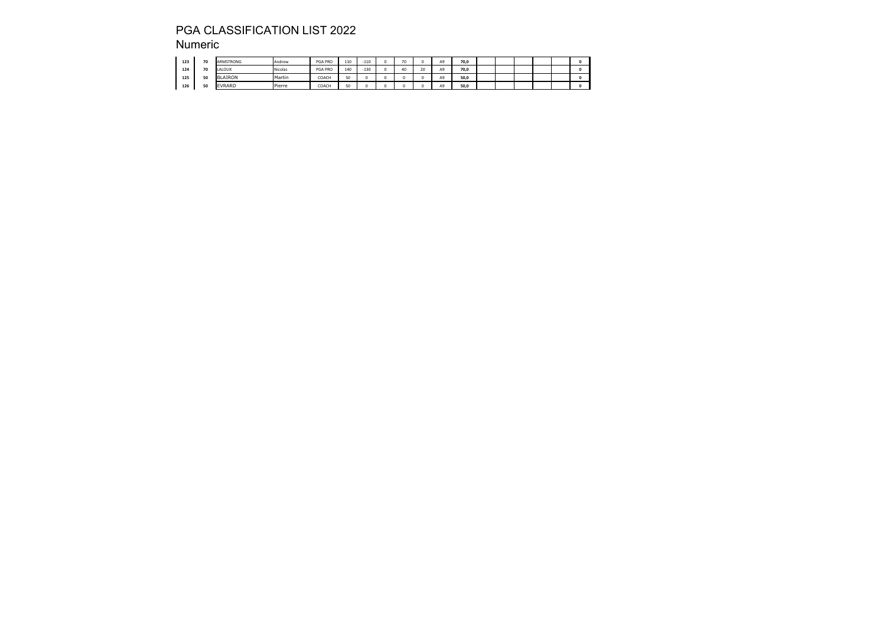# PGA CLASSIFICATION LIST 2022

## Numeric

| | | | | | | | | | | | | | | | | | | |
|---|---|---|---|---|---|---|---|---|---|---|---|---|---|---|---|---|---|---|
| **123** | **70** | ARMSTRONG | Andrew | PGA PRO | 110 | -110 | 0 | 70 | 0 | A9 | **70,0** | | | | | | | **0** |
| **124** | **70** | LALOUX | Nicolas | PGA PRO | 140 | -130 | 0 | 40 | 20 | A9 | **70,0** | | | | | | | **0** |
| **125** | **50** | BLAIRON | Martin | COACH | 50 | 0 | 0 | 0 | 0 | A9 | **50,0** | | | | | | | **0** |
| **126** | **50** | EVRARD | Pierre | COACH | 50 | 0 | 0 | 0 | 0 | A9 | **50,0** | | | | | | | **0** |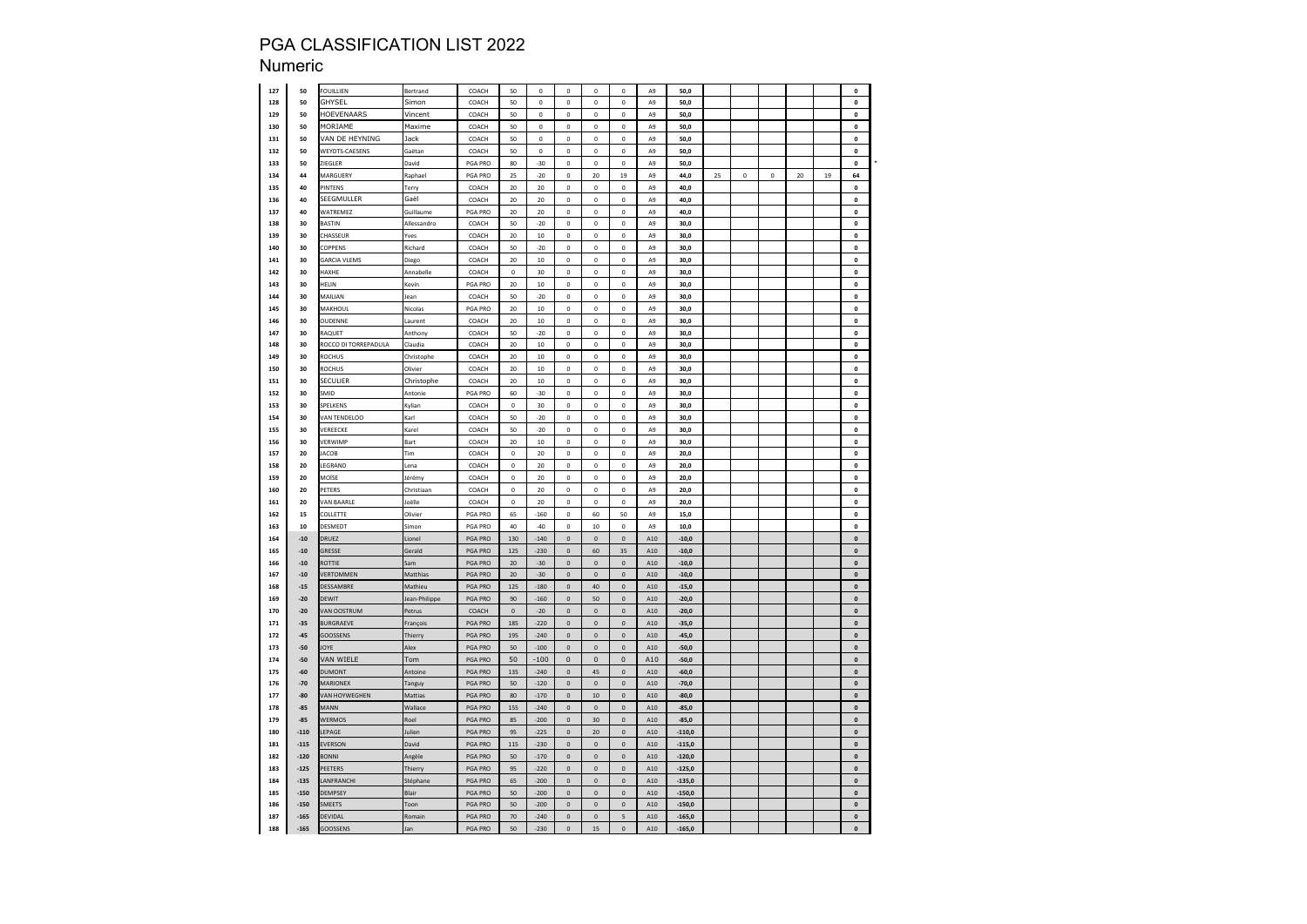# PGA CLASSIFICATION LIST 2022

## Numeric

| | | | | | | | | | | | | | | | | | | | |
|---|---|---|---|---|---|---|---|---|---|---|---|---|---|---|---|---|---|---|---|
| 127 | 50 | FOUILLIEN | Bertrand | COACH | 50 | 0 | 0 | 0 | 0 | A9 | 50,0 | | | | | | | 0 | |
| 128 | 50 | GHYSEL | Simon | COACH | 50 | 0 | 0 | 0 | 0 | A9 | 50,0 | | | | | | | 0 | |
| 129 | 50 | HOEVENAARS | Vincent | COACH | 50 | 0 | 0 | 0 | 0 | A9 | 50,0 | | | | | | | 0 | |
| 130 | 50 | MORIAME | Maxime | COACH | 50 | 0 | 0 | 0 | 0 | A9 | 50,0 | | | | | | | 0 | |
| 131 | 50 | VAN DE HEYNING | Jack | COACH | 50 | 0 | 0 | 0 | 0 | A9 | 50,0 | | | | | | | 0 | |
| 132 | 50 | WEYDTS-CAESENS | Gaëtan | COACH | 50 | 0 | 0 | 0 | 0 | A9 | 50,0 | | | | | | | 0 | |
| 133 | 50 | ZIEGLER | David | PGA PRO | 80 | -30 | 0 | 0 | 0 | A9 | 50,0 | | | | | | | 0 | * |
| 134 | 44 | MARGUERY | Raphael | PGA PRO | 25 | -20 | 0 | 20 | 19 | A9 | 44,0 | 25 | 0 | 0 | 20 | 19 | | 64 | |
| 135 | 40 | PINTENS | Terry | COACH | 20 | 20 | 0 | 0 | 0 | A9 | 40,0 | | | | | | | 0 | |
| 136 | 40 | SEEGMULLER | Gaël | COACH | 20 | 20 | 0 | 0 | 0 | A9 | 40,0 | | | | | | | 0 | |
| 137 | 40 | WATREMEZ | Guillaume | PGA PRO | 20 | 20 | 0 | 0 | 0 | A9 | 40,0 | | | | | | | 0 | |
| 138 | 30 | BASTIN | Allessandro | COACH | 50 | -20 | 0 | 0 | 0 | A9 | 30,0 | | | | | | | 0 | |
| 139 | 30 | CHASSEUR | Yves | COACH | 20 | 10 | 0 | 0 | 0 | A9 | 30,0 | | | | | | | 0 | |
| 140 | 30 | COPPENS | Richard | COACH | 50 | -20 | 0 | 0 | 0 | A9 | 30,0 | | | | | | | 0 | |
| 141 | 30 | GARCIA VLEMS | Diego | COACH | 20 | 10 | 0 | 0 | 0 | A9 | 30,0 | | | | | | | 0 | |
| 142 | 30 | HAXHE | Annabelle | COACH | 0 | 30 | 0 | 0 | 0 | A9 | 30,0 | | | | | | | 0 | |
| 143 | 30 | HELIN | Kevin | PGA PRO | 20 | 10 | 0 | 0 | 0 | A9 | 30,0 | | | | | | | 0 | |
| 144 | 30 | MAILIAN | Jean | COACH | 50 | -20 | 0 | 0 | 0 | A9 | 30,0 | | | | | | | 0 | |
| 145 | 30 | MAKHOUL | Nicolas | PGA PRO | 20 | 10 | 0 | 0 | 0 | A9 | 30,0 | | | | | | | 0 | |
| 146 | 30 | OUDENNE | Laurent | COACH | 20 | 10 | 0 | 0 | 0 | A9 | 30,0 | | | | | | | 0 | |
| 147 | 30 | RAQUET | Anthony | COACH | 50 | -20 | 0 | 0 | 0 | A9 | 30,0 | | | | | | | 0 | |
| 148 | 30 | ROCCO DI TORREPADULA | Claudia | COACH | 20 | 10 | 0 | 0 | 0 | A9 | 30,0 | | | | | | | 0 | |
| 149 | 30 | ROCHUS | Christophe | COACH | 20 | 10 | 0 | 0 | 0 | A9 | 30,0 | | | | | | | 0 | |
| 150 | 30 | ROCHUS | Olivier | COACH | 20 | 10 | 0 | 0 | 0 | A9 | 30,0 | | | | | | | 0 | |
| 151 | 30 | SECULIER | Christophe | COACH | 20 | 10 | 0 | 0 | 0 | A9 | 30,0 | | | | | | | 0 | |
| 152 | 30 | SMID | Antonie | PGA PRO | 60 | -30 | 0 | 0 | 0 | A9 | 30,0 | | | | | | | 0 | |
| 153 | 30 | SPELKENS | Kylian | COACH | 0 | 30 | 0 | 0 | 0 | A9 | 30,0 | | | | | | | 0 | |
| 154 | 30 | VAN TENDELOO | Karl | COACH | 50 | -20 | 0 | 0 | 0 | A9 | 30,0 | | | | | | | 0 | |
| 155 | 30 | VEREECKE | Karel | COACH | 50 | -20 | 0 | 0 | 0 | A9 | 30,0 | | | | | | | 0 | |
| 156 | 30 | VERWIMP | Bart | COACH | 20 | 10 | 0 | 0 | 0 | A9 | 30,0 | | | | | | | 0 | |
| 157 | 20 | JACOB | Tim | COACH | 0 | 20 | 0 | 0 | 0 | A9 | 20,0 | | | | | | | 0 | |
| 158 | 20 | LEGRAND | Lena | COACH | 0 | 20 | 0 | 0 | 0 | A9 | 20,0 | | | | | | | 0 | |
| 159 | 20 | MOÏSE | Jérémy | COACH | 0 | 20 | 0 | 0 | 0 | A9 | 20,0 | | | | | | | 0 | |
| 160 | 20 | PETERS | Christiaan | COACH | 0 | 20 | 0 | 0 | 0 | A9 | 20,0 | | | | | | | 0 | |
| 161 | 20 | VAN BAARLE | Joëlle | COACH | 0 | 20 | 0 | 0 | 0 | A9 | 20,0 | | | | | | | 0 | |
| 162 | 15 | COLLETTE | Olivier | PGA PRO | 65 | -160 | 0 | 60 | 50 | A9 | 15,0 | | | | | | | 0 | |
| 163 | 10 | DESMEDT | Simon | PGA PRO | 40 | -40 | 0 | 10 | 0 | A9 | 10,0 | | | | | | | 0 | |
| 164 | -10 | DRUEZ | Lionel | PGA PRO | 130 | -140 | 0 | 0 | 0 | A10 | -10,0 | | | | | | | 0 | |
| 165 | -10 | GRESSE | Gerald | PGA PRO | 125 | -230 | 0 | 60 | 35 | A10 | -10,0 | | | | | | | 0 | |
| 166 | -10 | ROTTIE | Sam | PGA PRO | 20 | -30 | 0 | 0 | 0 | A10 | -10,0 | | | | | | | 0 | |
| 167 | -10 | VERTOMMEN | Matthias | PGA PRO | 20 | -30 | 0 | 0 | 0 | A10 | -10,0 | | | | | | | 0 | |
| 168 | -15 | DESSAMBRE | Mathieu | PGA PRO | 125 | -180 | 0 | 40 | 0 | A10 | -15,0 | | | | | | | 0 | |
| 169 | -20 | DEWIT | Jean-Philippe | PGA PRO | 90 | -160 | 0 | 50 | 0 | A10 | -20,0 | | | | | | | 0 | |
| 170 | -20 | VAN OOSTRUM | Petrus | COACH | 0 | -20 | 0 | 0 | 0 | A10 | -20,0 | | | | | | | 0 | |
| 171 | -35 | BURGRAEVE | François | PGA PRO | 185 | -220 | 0 | 0 | 0 | A10 | -35,0 | | | | | | | 0 | |
| 172 | -45 | GOOSSENS | Thierry | PGA PRO | 195 | -240 | 0 | 0 | 0 | A10 | -45,0 | | | | | | | 0 | |
| 173 | -50 | JOYE | Alex | PGA PRO | 50 | -100 | 0 | 0 | 0 | A10 | -50,0 | | | | | | | 0 | |
| 174 | -50 | VAN WIELE | Tom | PGA PRO | 50 | -100 | 0 | 0 | 0 | A10 | -50,0 | | | | | | | 0 | |
| 175 | -60 | DUMONT | Antoine | PGA PRO | 135 | -240 | 0 | 45 | 0 | A10 | -60,0 | | | | | | | 0 | |
| 176 | -70 | MARIONEX | Tanguy | PGA PRO | 50 | -120 | 0 | 0 | 0 | A10 | -70,0 | | | | | | | 0 | |
| 177 | -80 | VAN HOYWEGHEN | Mattias | PGA PRO | 80 | -170 | 0 | 10 | 0 | A10 | -80,0 | | | | | | | 0 | |
| 178 | -85 | MANN | Wallace | PGA PRO | 155 | -240 | 0 | 0 | 0 | A10 | -85,0 | | | | | | | 0 | |
| 179 | -85 | WERMOS | Roel | PGA PRO | 85 | -200 | 0 | 30 | 0 | A10 | -85,0 | | | | | | | 0 | |
| 180 | -110 | LEPAGE | Julien | PGA PRO | 95 | -225 | 0 | 20 | 0 | A10 | -110,0 | | | | | | | 0 | |
| 181 | -115 | EVERSON | David | PGA PRO | 115 | -230 | 0 | 0 | 0 | A10 | -115,0 | | | | | | | 0 | |
| 182 | -120 | BONNI | Angèle | PGA PRO | 50 | -170 | 0 | 0 | 0 | A10 | -120,0 | | | | | | | 0 | |
| 183 | -125 | PEETERS | Thierry | PGA PRO | 95 | -220 | 0 | 0 | 0 | A10 | -125,0 | | | | | | | 0 | |
| 184 | -135 | LANFRANCHI | Stéphane | PGA PRO | 65 | -200 | 0 | 0 | 0 | A10 | -135,0 | | | | | | | 0 | |
| 185 | -150 | DEMPSEY | Blair | PGA PRO | 50 | -200 | 0 | 0 | 0 | A10 | -150,0 | | | | | | | 0 | |
| 186 | -150 | SMEETS | Toon | PGA PRO | 50 | -200 | 0 | 0 | 0 | A10 | -150,0 | | | | | | | 0 | |
| 187 | -165 | DEVIDAL | Romain | PGA PRO | 70 | -240 | 0 | 0 | 5 | A10 | -165,0 | | | | | | | 0 | |
| 188 | -165 | GOOSSENS | Jan | PGA PRO | 50 | -230 | 0 | 15 | 0 | A10 | -165,0 | | | | | | | 0 | |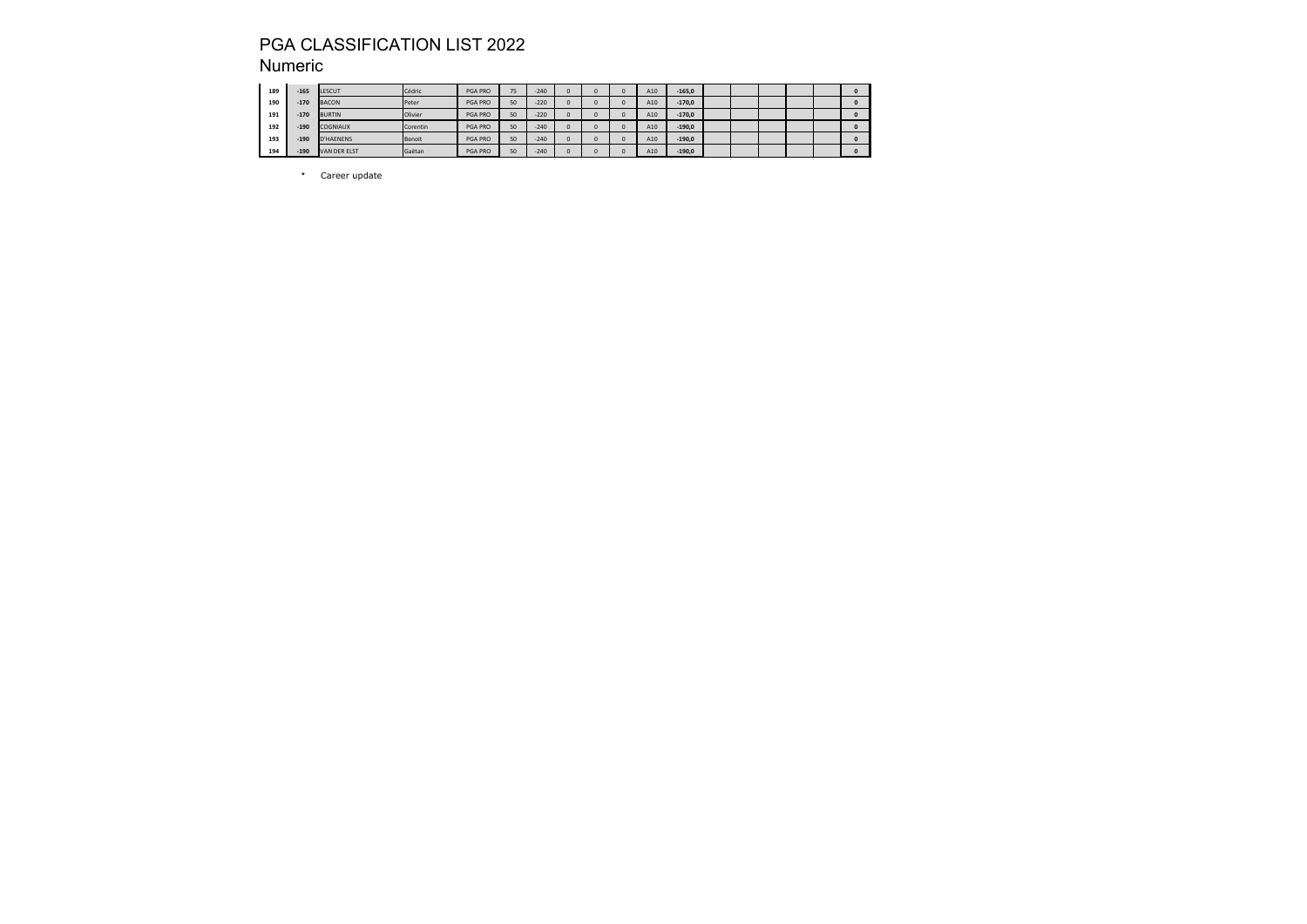# PGA CLASSIFICATION LIST 2022

## Numeric

| | | | | | | | | | | | | | | | | | | |
|---|---|---|---|---|---|---|---|---|---|---|---|---|---|---|---|---|---|---|
| 189 | -165 | LESCUT | Cédric | PGA PRO | 75 | -240 | 0 | 0 | 0 | A10 | -165,0 | | | | | | | 0 |
| 190 | -170 | BACON | Peter | PGA PRO | 50 | -220 | 0 | 0 | 0 | A10 | -170,0 | | | | | | | 0 |
| 191 | -170 | BURTIN | Olivier | PGA PRO | 50 | -220 | 0 | 0 | 0 | A10 | -170,0 | | | | | | | 0 |
| 192 | -190 | COGNIAUX | Corentin | PGA PRO | 50 | -240 | 0 | 0 | 0 | A10 | -190,0 | | | | | | | 0 |
| 193 | -190 | D'HAENENS | Benoit | PGA PRO | 50 | -240 | 0 | 0 | 0 | A10 | -190,0 | | | | | | | 0 |
| 194 | -190 | VAN DER ELST | Gaëtan | PGA PRO | 50 | -240 | 0 | 0 | 0 | A10 | -190,0 | | | | | | | 0 |

\* Career update